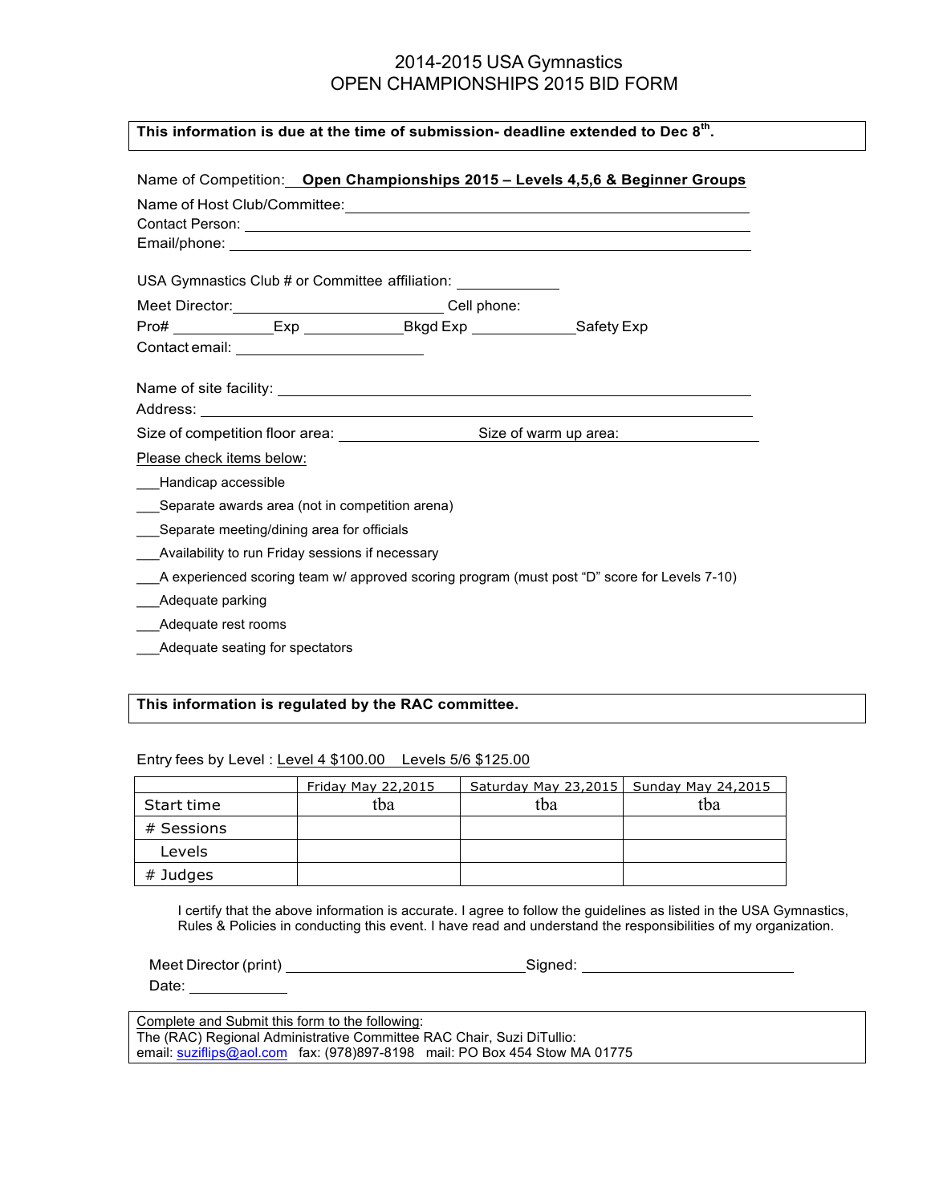# 2014-2015 USA Gymnastics
# OPEN CHAMPIONSHIPS 2015 BID FORM

**This information is due at the time of submission- deadline extended to Dec 8th.**

Name of Competition: **Open Championships 2015 – Levels 4,5,6 & Beginner Groups**

Name of Host Club/Committee: ______________________________

Contact Person: ______________________________

Email/phone: ______________________________

USA Gymnastics Club # or Committee affiliation: ____________

Meet Director: ________________________ Cell phone:

Pro# ____________ Exp ____________ Bkgd Exp ____________ Safety Exp

Contact email: ______________________

Name of site facility: ______________________________

Address: ______________________________

Size of competition floor area: ________________ Size of warm up area: ________________

Please check items below:

___Handicap accessible

___Separate awards area (not in competition arena)

___Separate meeting/dining area for officials

___Availability to run Friday sessions if necessary

___A experienced scoring team w/ approved scoring program (must post "D" score for Levels 7-10)

___Adequate parking

___Adequate rest rooms

___Adequate seating for spectators

**This information is regulated by the RAC committee.**

Entry fees by Level : Level 4 $100.00 Levels 5/6 $125.00

| | Friday May 22,2015 | Saturday May 23,2015 | Sunday May 24,2015 |
|---|---|---|---|
| Start time | tba | tba | tba |
| # Sessions | | | |
| Levels | | | |
| # Judges | | | |

I certify that the above information is accurate. I agree to follow the guidelines as listed in the USA Gymnastics, Rules & Policies in conducting this event. I have read and understand the responsibilities of my organization.

Meet Director (print) ________________________ Signed: ________________________

Date: ____________

Complete and Submit this form to the following:
The (RAC) Regional Administrative Committee RAC Chair, Suzi DiTullio:
email: suziflips@aol.com fax: (978)897-8198 mail: PO Box 454 Stow MA 01775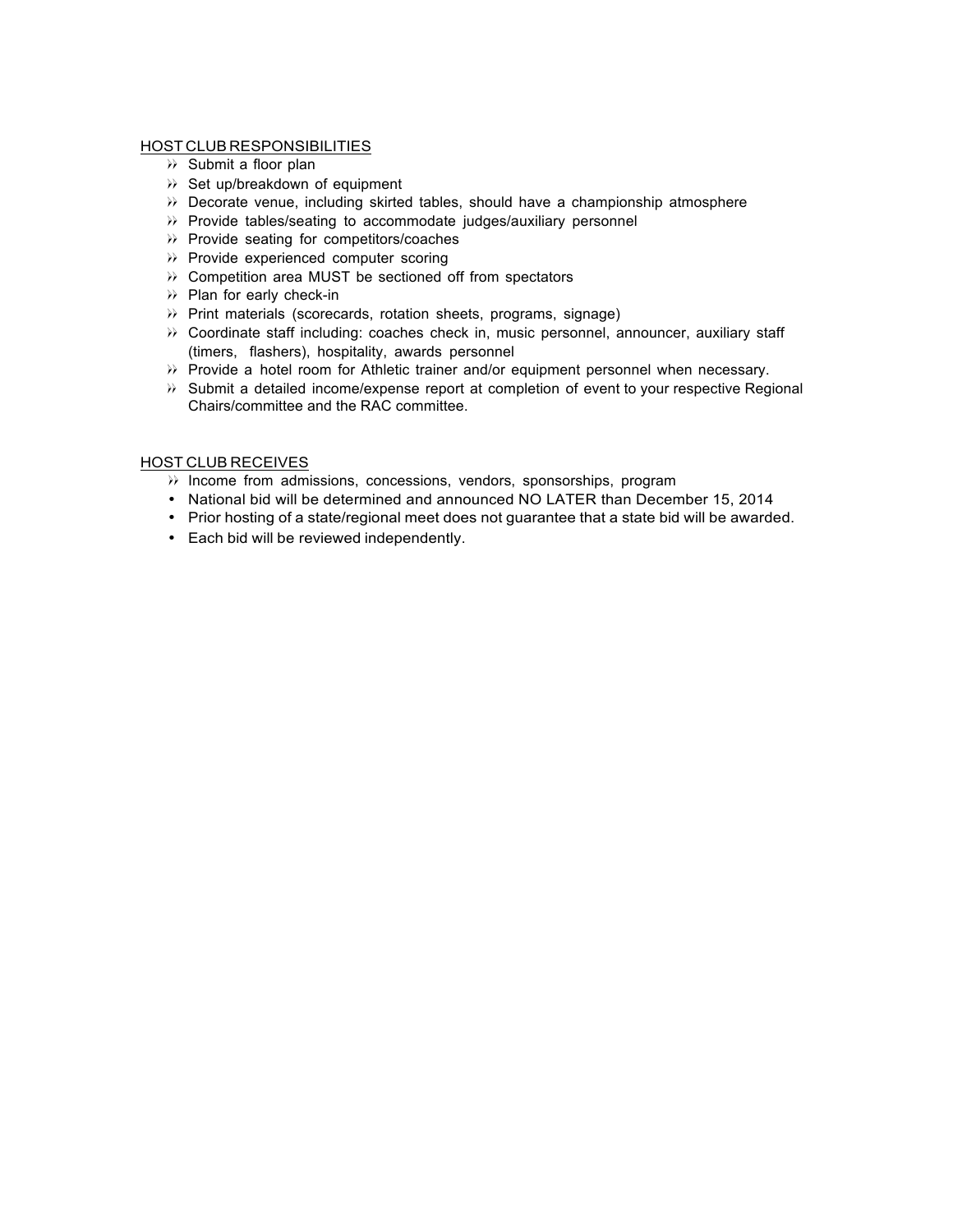HOST CLUB RESPONSIBILITIES

- Submit a floor plan
- Set up/breakdown of equipment
- Decorate venue, including skirted tables, should have a championship atmosphere
- Provide tables/seating to accommodate judges/auxiliary personnel
- Provide seating for competitors/coaches
- Provide experienced computer scoring
- Competition area MUST be sectioned off from spectators
- Plan for early check-in
- Print materials (scorecards, rotation sheets, programs, signage)
- Coordinate staff including: coaches check in, music personnel, announcer, auxiliary staff (timers, flashers), hospitality, awards personnel
- Provide a hotel room for Athletic trainer and/or equipment personnel when necessary.
- Submit a detailed income/expense report at completion of event to your respective Regional Chairs/committee and the RAC committee.

HOST CLUB RECEIVES

- Income from admissions, concessions, vendors, sponsorships, program
- National bid will be determined and announced NO LATER than December 15, 2014
- Prior hosting of a state/regional meet does not guarantee that a state bid will be awarded.
- Each bid will be reviewed independently.